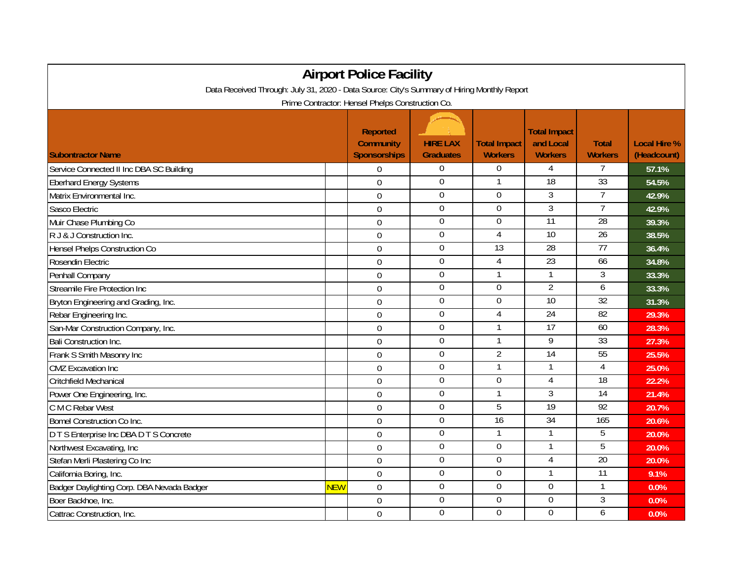# Airport Police Facility

Data Received Through: July 31, 2020 - Data Source: City's Summary of Hiring Monthly Report

Prime Contractor: Hensel Phelps Construction Co.

| Subontractor Name | | Reported Community Sponsorships | HIRE LAX Graduates | Total Impact Workers | Total Impact and Local Workers | Total Workers | Local Hire % (Headcount) |
|---|---|---|---|---|---|---|---|
| Service Connected II Inc DBA SC Building | | 0 | 0 | 0 | 4 | 7 | 57.1% |
| Eberhard Energy Systems | | 0 | 0 | 1 | 18 | 33 | 54.5% |
| Matrix Environmental Inc. | | 0 | 0 | 0 | 3 | 7 | 42.9% |
| Sasco Electric | | 0 | 0 | 0 | 3 | 7 | 42.9% |
| Muir Chase Plumbing Co | | 0 | 0 | 0 | 11 | 28 | 39.3% |
| R J & J Construction Inc. | | 0 | 0 | 4 | 10 | 26 | 38.5% |
| Hensel Phelps Construction Co | | 0 | 0 | 13 | 28 | 77 | 36.4% |
| Rosendin Electric | | 0 | 0 | 4 | 23 | 66 | 34.8% |
| Penhall Company | | 0 | 0 | 1 | 1 | 3 | 33.3% |
| Streamile Fire Protection Inc | | 0 | 0 | 0 | 2 | 6 | 33.3% |
| Bryton Engineering and Grading, Inc. | | 0 | 0 | 0 | 10 | 32 | 31.3% |
| Rebar Engineering Inc. | | 0 | 0 | 4 | 24 | 82 | 29.3% |
| San-Mar Construction Company, Inc. | | 0 | 0 | 1 | 17 | 60 | 28.3% |
| Bali Construction Inc. | | 0 | 0 | 1 | 9 | 33 | 27.3% |
| Frank S Smith Masonry Inc | | 0 | 0 | 2 | 14 | 55 | 25.5% |
| CMZ Excavation Inc | | 0 | 0 | 1 | 1 | 4 | 25.0% |
| Critchfield Mechanical | | 0 | 0 | 0 | 4 | 18 | 22.2% |
| Power One Engineering, Inc. | | 0 | 0 | 1 | 3 | 14 | 21.4% |
| C M C Rebar West | | 0 | 0 | 5 | 19 | 92 | 20.7% |
| Bomel Construction Co Inc. | | 0 | 0 | 16 | 34 | 165 | 20.6% |
| D T S Enterprise Inc DBA D T S Concrete | | 0 | 0 | 1 | 1 | 5 | 20.0% |
| Northwest Excavating, Inc | | 0 | 0 | 0 | 1 | 5 | 20.0% |
| Stefan Merli Plastering Co Inc | | 0 | 0 | 0 | 4 | 20 | 20.0% |
| California Boring, Inc. | | 0 | 0 | 0 | 1 | 11 | 9.1% |
| Badger Daylighting Corp. DBA Nevada Badger | NEW | 0 | 0 | 0 | 0 | 1 | 0.0% |
| Boer Backhoe, Inc. | | 0 | 0 | 0 | 0 | 3 | 0.0% |
| Cattrac Construction, Inc. | | 0 | 0 | 0 | 0 | 6 | 0.0% |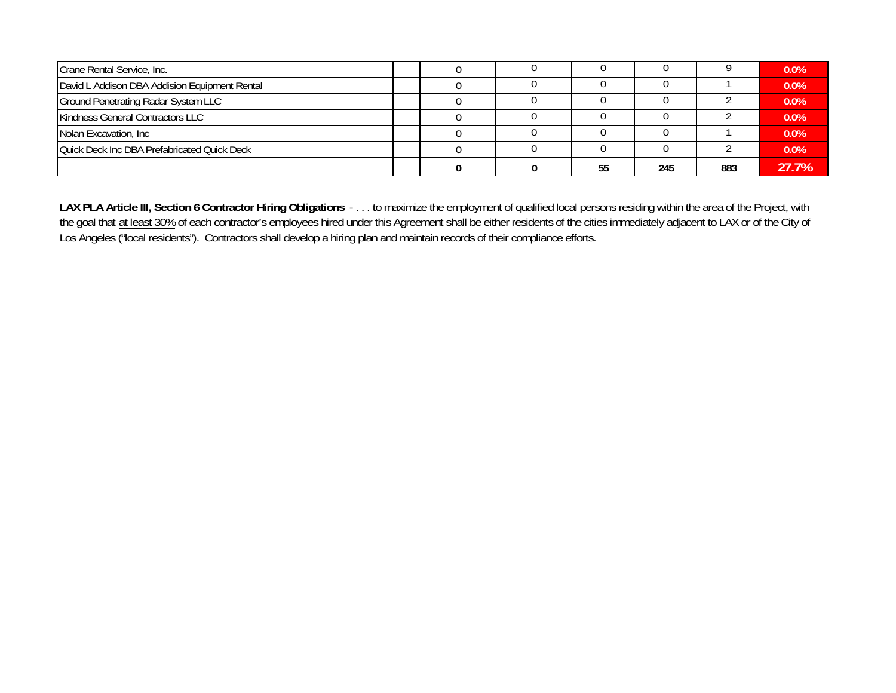| | | | | | | | |
|---|---|---|---|---|---|---|---|
| Crane Rental Service, Inc. | | 0 | 0 | 0 | 0 | 9 | 0.0% |
| David L Addison DBA Addision Equipment Rental | | 0 | 0 | 0 | 0 | 1 | 0.0% |
| Ground Penetrating Radar System LLC | | 0 | 0 | 0 | 0 | 2 | 0.0% |
| Kindness General Contractors LLC | | 0 | 0 | 0 | 0 | 2 | 0.0% |
| Nolan Excavation, Inc | | 0 | 0 | 0 | 0 | 1 | 0.0% |
| Quick Deck Inc DBA Prefabricated Quick Deck | | 0 | 0 | 0 | 0 | 2 | 0.0% |
| | | **0** | **0** | **55** | **245** | **883** | **27.7%** |

**LAX PLA Article III, Section 6 Contractor Hiring Obligations** - . . . to maximize the employment of qualified local persons residing within the area of the Project, with the goal that at least 30% of each contractor's employees hired under this Agreement shall be either residents of the cities immediately adjacent to LAX or of the City of Los Angeles ("local residents"). Contractors shall develop a hiring plan and maintain records of their compliance efforts.